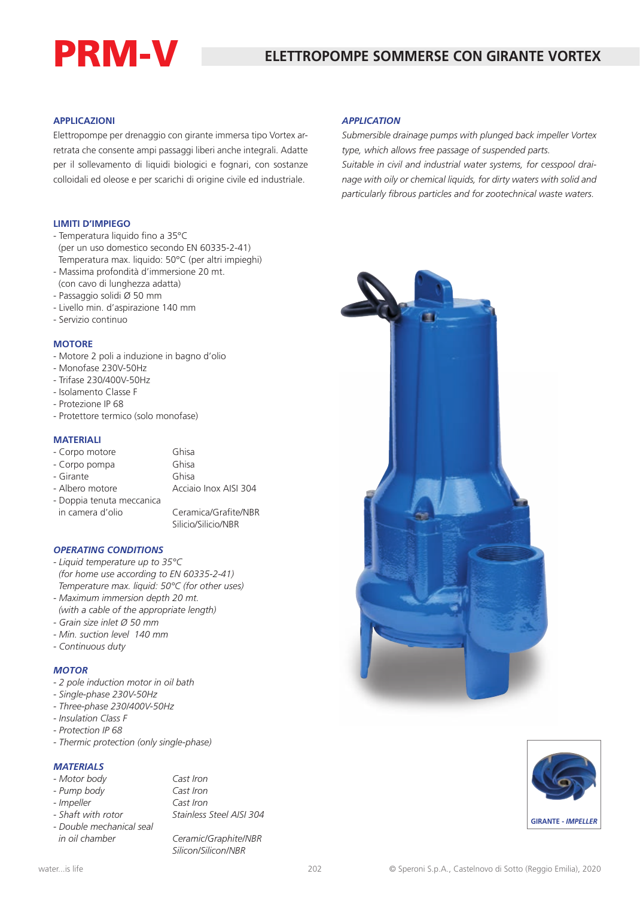# PRM-V

## ELETTROPOMPE SOMMERSE CON GIRANTE VORTEX

### APPLICAZIONI

Elettropompe per drenaggio con girante immersa tipo Vortex arretrata che consente ampi passaggi liberi anche integrali. Adatte per il sollevamento di liquidi biologici e fognari, con sostanze colloidali ed oleose e per scarichi di origine civile ed industriale.

### *APPLICATION*

*Submersible drainage pumps with plunged back impeller Vortex type, which allows free passage of suspended parts.*
*Suitable in civil and industrial water systems, for cesspool drainage with oily or chemical liquids, for dirty waters with solid and particularly fibrous particles and for zootechnical waste waters.*

### LIMITI D'IMPIEGO

- Temperatura liquido fino a 35°C
  (per un uso domestico secondo EN 60335-2-41)
  Temperatura max. liquido: 50°C (per altri impieghi)
- Massima profondità d'immersione 20 mt.
  (con cavo di lunghezza adatta)
- Passaggio solidi Ø 50 mm
- Livello min. d'aspirazione 140 mm
- Servizio continuo

### MOTORE

- Motore 2 poli a induzione in bagno d'olio
- Monofase 230V-50Hz
- Trifase 230/400V-50Hz
- Isolamento Classe F
- Protezione IP 68
- Protettore termico (solo monofase)

### MATERIALI

| | |
|---|---|
| - Corpo motore | Ghisa |
| - Corpo pompa | Ghisa |
| - Girante | Ghisa |
| - Albero motore | Acciaio Inox AISI 304 |
| - Doppia tenuta meccanica in camera d'olio | Ceramica/Grafite/NBR<br>Silicio/Silicio/NBR |

### *OPERATING CONDITIONS*

- *Liquid temperature up to 35°C*
  *(for home use according to EN 60335-2-41)*
  *Temperature max. liquid: 50°C (for other uses)*
- *Maximum immersion depth 20 mt.*
  *(with a cable of the appropriate length)*
- *Grain size inlet Ø 50 mm*
- *Min. suction level 140 mm*
- *Continuous duty*

### *MOTOR*

- *2 pole induction motor in oil bath*
- *Single-phase 230V-50Hz*
- *Three-phase 230/400V-50Hz*
- *Insulation Class F*
- *Protection IP 68*
- *Thermic protection (only single-phase)*

### *MATERIALS*

| | |
|---|---|
| *- Motor body* | *Cast Iron* |
| *- Pump body* | *Cast Iron* |
| *- Impeller* | *Cast Iron* |
| *- Shaft with rotor* | *Stainless Steel AISI 304* |
| *- Double mechanical seal in oil chamber* | *Ceramic/Graphite/NBR*<br>*Silicon/Silicon/NBR* |

GIRANTE - *IMPELLER*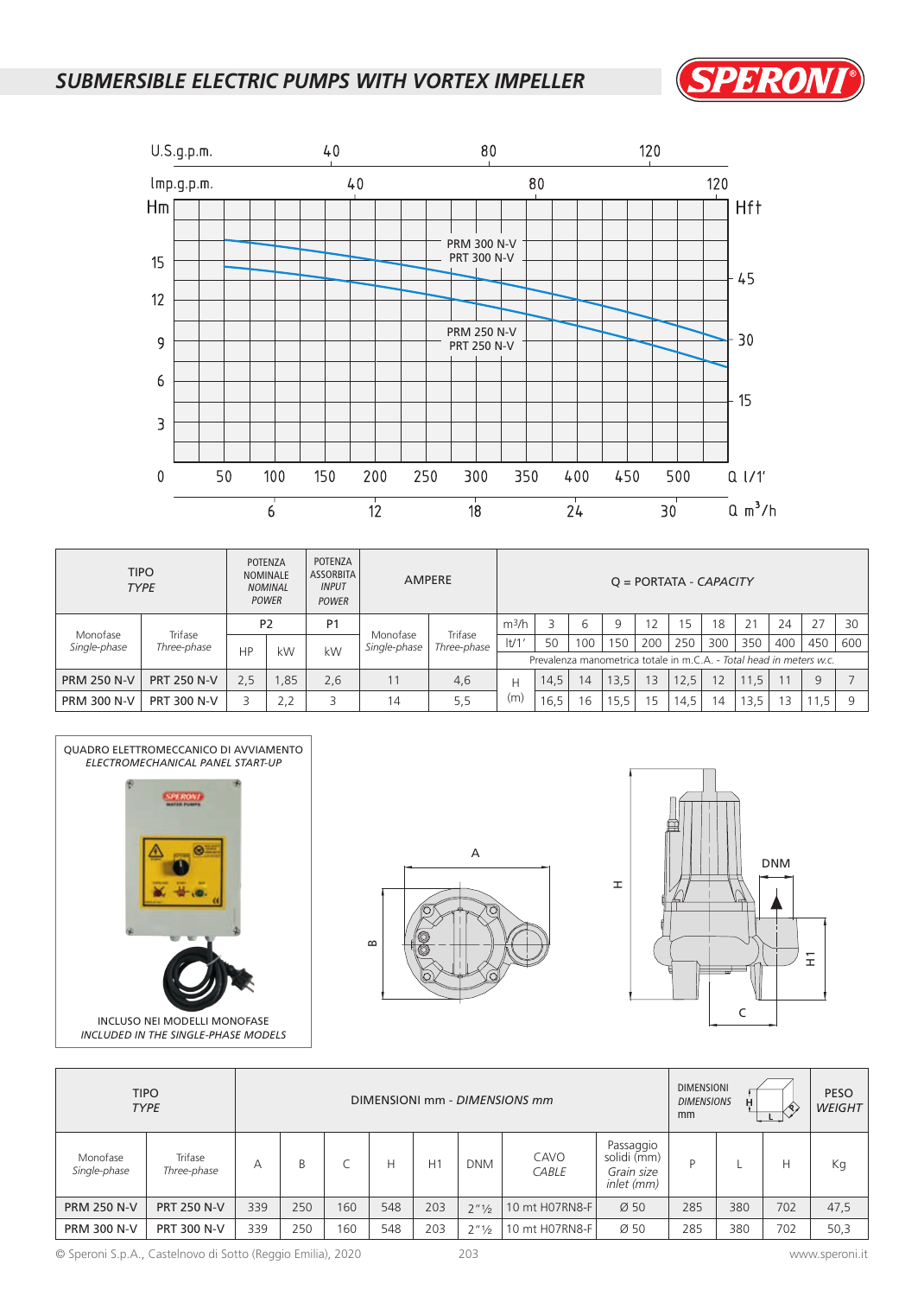## SUBMERSIBLE ELECTRIC PUMPS WITH VORTEX IMPELLER

SPERONI

U.S.g.p.m. 40 80 120

Imp.g.p.m. 40 80 120

Hm 15 12 9 6 3 0

Hft 45 30 15

PRM 300 N-V
PRT 300 N-V

PRM 250 N-V
PRT 250 N-V

50 100 150 200 250 300 350 400 450 500 Q l/1'

6 12 18 24 30 Q m³/h

| TIPO *TYPE* | | POTENZA NOMINALE *NOMINAL POWER* | | POTENZA ASSORBITA *INPUT POWER* | AMPERE | | Q = PORTATA - *CAPACITY* | | | | | | | | | | |
|---|---|---|---|---|---|---|---|---|---|---|---|---|---|---|---|---|---|
| Monofase *Single-phase* | Trifase *Three-phase* | P2 | | P1 | Monofase *Single-phase* | Trifase *Three-phase* | m³/h | 3 | 6 | 9 | 12 | 15 | 18 | 21 | 24 | 27 | 30 |
| | | HP | kW | kW | | | lt/1' | 50 | 100 | 150 | 200 | 250 | 300 | 350 | 400 | 450 | 600 |
| | | | | | | | Prevalenza manometrica totale in m.C.A. - *Total head in meters w.c.* | | | | | | | | | | |
| **PRM 250 N-V** | **PRT 250 N-V** | 2,5 | 1,85 | 2,6 | 11 | 4,6 | H (m) | 14,5 | 14 | 13,5 | 13 | 12,5 | 12 | 11,5 | 11 | 9 | 7 |
| **PRM 300 N-V** | **PRT 300 N-V** | 3 | 2,2 | 3 | 14 | 5,5 | | 16,5 | 16 | 15,5 | 15 | 14,5 | 14 | 13,5 | 13 | 11,5 | 9 |

QUADRO ELETTROMECCANICO DI AVVIAMENTO
*ELECTROMECHANICAL PANEL START-UP*

INCLUSO NEI MODELLI MONOFASE
*INCLUDED IN THE SINGLE-PHASE MODELS*

A B H DNM H1 C

| TIPO *TYPE* | | DIMENSIONI mm - *DIMENSIONS mm* | | | | | | | | DIMENSIONI *DIMENSIONS* mm | | | PESO *WEIGHT* |
|---|---|---|---|---|---|---|---|---|---|---|---|---|---|
| Monofase *Single-phase* | Trifase *Three-phase* | A | B | C | H | H1 | DNM | CAVO *CABLE* | Passaggio solidi (mm) *Grain size inlet (mm)* | P | L | H | Kg |
| **PRM 250 N-V** | **PRT 250 N-V** | 339 | 250 | 160 | 548 | 203 | 2"½ | 10 mt H07RN8-F | Ø 50 | 285 | 380 | 702 | 47,5 |
| **PRM 300 N-V** | **PRT 300 N-V** | 339 | 250 | 160 | 548 | 203 | 2"½ | 10 mt H07RN8-F | Ø 50 | 285 | 380 | 702 | 50,3 |

© Speroni S.p.A., Castelnovo di Sotto (Reggio Emilia), 2020 www.speroni.it